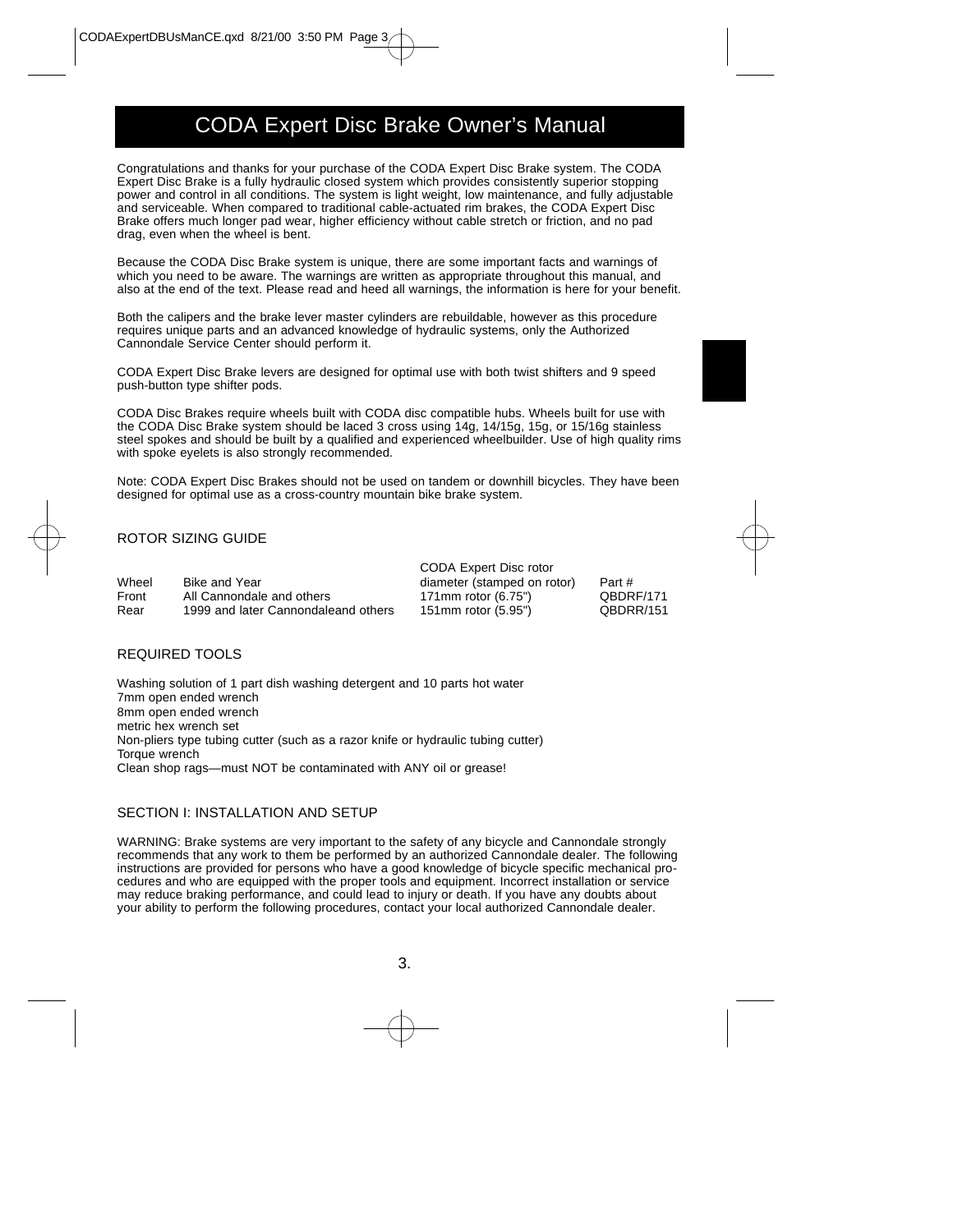# CODA Expert Disc Brake Owner's Manual

Congratulations and thanks for your purchase of the CODA Expert Disc Brake system. The CODA Expert Disc Brake is a fully hydraulic closed system which provides consistently superior stopping power and control in all conditions. The system is light weight, low maintenance, and fully adjustable and serviceable. When compared to traditional cable-actuated rim brakes, the CODA Expert Disc Brake offers much longer pad wear, higher efficiency without cable stretch or friction, and no pad drag, even when the wheel is bent.

Because the CODA Disc Brake system is unique, there are some important facts and warnings of which you need to be aware. The warnings are written as appropriate throughout this manual, and also at the end of the text. Please read and heed all warnings, the information is here for your benefit.

Both the calipers and the brake lever master cylinders are rebuildable, however as this procedure requires unique parts and an advanced knowledge of hydraulic systems, only the Authorized Cannondale Service Center should perform it.

CODA Expert Disc Brake levers are designed for optimal use with both twist shifters and 9 speed push-button type shifter pods.

CODA Disc Brakes require wheels built with CODA disc compatible hubs. Wheels built for use with the CODA Disc Brake system should be laced 3 cross using 14g, 14/15g, 15g, or 15/16g stainless steel spokes and should be built by a qualified and experienced wheelbuilder. Use of high quality rims with spoke eyelets is also strongly recommended.

Note: CODA Expert Disc Brakes should not be used on tandem or downhill bicycles. They have been designed for optimal use as a cross-country mountain bike brake system.

## ROTOR SIZING GUIDE

| Wheel | Bike and Year | CODA Expert Disc rotor diameter (stamped on rotor) | Part # |
|---|---|---|---|
| Front | All Cannondale and others | 171mm rotor (6.75") | QBDRF/171 |
| Rear | 1999 and later Cannondaleand others | 151mm rotor (5.95") | QBDRR/151 |

## REQUIRED TOOLS

Washing solution of 1 part dish washing detergent and 10 parts hot water  
7mm open ended wrench  
8mm open ended wrench  
metric hex wrench set  
Non-pliers type tubing cutter (such as a razor knife or hydraulic tubing cutter)  
Torque wrench  
Clean shop rags—must NOT be contaminated with ANY oil or grease!

## SECTION I: INSTALLATION AND SETUP

WARNING: Brake systems are very important to the safety of any bicycle and Cannondale strongly recommends that any work to them be performed by an authorized Cannondale dealer. The following instructions are provided for persons who have a good knowledge of bicycle specific mechanical procedures and who are equipped with the proper tools and equipment. Incorrect installation or service may reduce braking performance, and could lead to injury or death. If you have any doubts about your ability to perform the following procedures, contact your local authorized Cannondale dealer.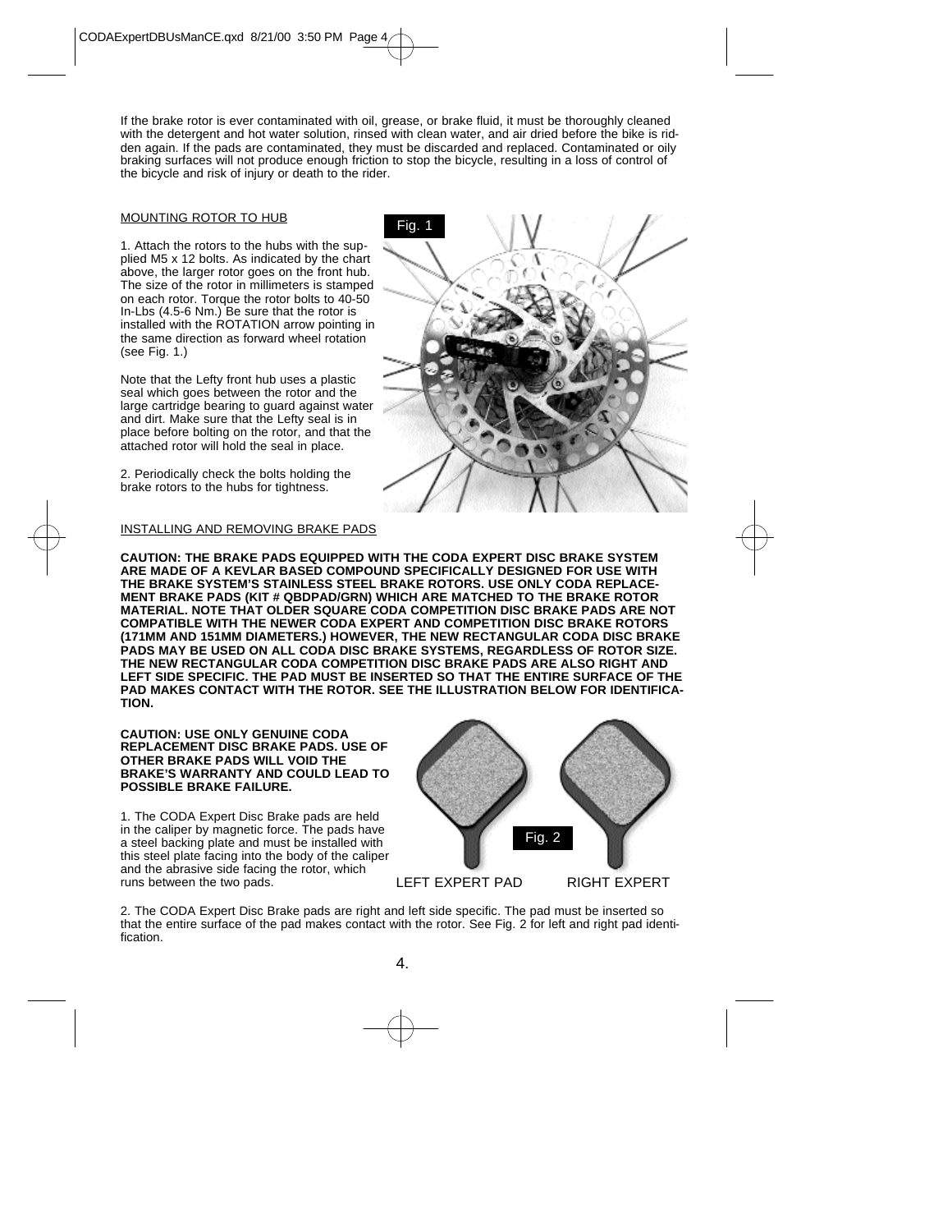If the brake rotor is ever contaminated with oil, grease, or brake fluid, it must be thoroughly cleaned with the detergent and hot water solution, rinsed with clean water, and air dried before the bike is ridden again. If the pads are contaminated, they must be discarded and replaced. Contaminated or oily braking surfaces will not produce enough friction to stop the bicycle, resulting in a loss of control of the bicycle and risk of injury or death to the rider.

## MOUNTING ROTOR TO HUB

1. Attach the rotors to the hubs with the supplied M5 x 12 bolts. As indicated by the chart above, the larger rotor goes on the front hub. The size of the rotor in millimeters is stamped on each rotor. Torque the rotor bolts to 40-50 In-Lbs (4.5-6 Nm.) Be sure that the rotor is installed with the ROTATION arrow pointing in the same direction as forward wheel rotation (see Fig. 1.)

Note that the Lefty front hub uses a plastic seal which goes between the rotor and the large cartridge bearing to guard against water and dirt. Make sure that the Lefty seal is in place before bolting on the rotor, and that the attached rotor will hold the seal in place.

2. Periodically check the bolts holding the brake rotors to the hubs for tightness.

Fig. 1

## INSTALLING AND REMOVING BRAKE PADS

**CAUTION: THE BRAKE PADS EQUIPPED WITH THE CODA EXPERT DISC BRAKE SYSTEM ARE MADE OF A KEVLAR BASED COMPOUND SPECIFICALLY DESIGNED FOR USE WITH THE BRAKE SYSTEM'S STAINLESS STEEL BRAKE ROTORS. USE ONLY CODA REPLACEMENT BRAKE PADS (KIT # QBDPAD/GRN) WHICH ARE MATCHED TO THE BRAKE ROTOR MATERIAL. NOTE THAT OLDER SQUARE CODA COMPETITION DISC BRAKE PADS ARE NOT COMPATIBLE WITH THE NEWER CODA EXPERT AND COMPETITION DISC BRAKE ROTORS (171MM AND 151MM DIAMETERS.) HOWEVER, THE NEW RECTANGULAR CODA DISC BRAKE PADS MAY BE USED ON ALL CODA DISC BRAKE SYSTEMS, REGARDLESS OF ROTOR SIZE. THE NEW RECTANGULAR CODA COMPETITION DISC BRAKE PADS ARE ALSO RIGHT AND LEFT SIDE SPECIFIC. THE PAD MUST BE INSERTED SO THAT THE ENTIRE SURFACE OF THE PAD MAKES CONTACT WITH THE ROTOR. SEE THE ILLUSTRATION BELOW FOR IDENTIFICATION.**

**CAUTION: USE ONLY GENUINE CODA REPLACEMENT DISC BRAKE PADS. USE OF OTHER BRAKE PADS WILL VOID THE BRAKE'S WARRANTY AND COULD LEAD TO POSSIBLE BRAKE FAILURE.**

1. The CODA Expert Disc Brake pads are held in the caliper by magnetic force. The pads have a steel backing plate and must be installed with this steel plate facing into the body of the caliper and the abrasive side facing the rotor, which runs between the two pads.

Fig. 2

LEFT EXPERT PAD    RIGHT EXPERT

2. The CODA Expert Disc Brake pads are right and left side specific. The pad must be inserted so that the entire surface of the pad makes contact with the rotor. See Fig. 2 for left and right pad identification.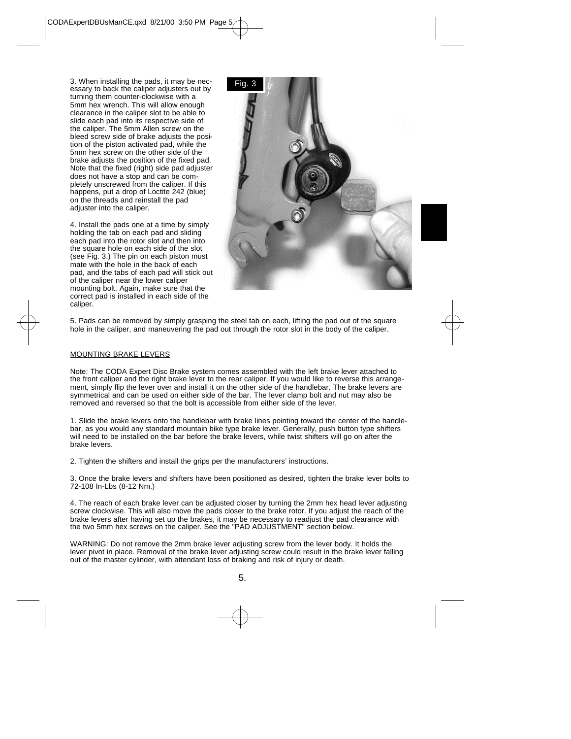3. When installing the pads, it may be necessary to back the caliper adjusters out by turning them counter-clockwise with a 5mm hex wrench. This will allow enough clearance in the caliper slot to be able to slide each pad into its respective side of the caliper. The 5mm Allen screw on the bleed screw side of brake adjusts the position of the piston activated pad, while the 5mm hex screw on the other side of the brake adjusts the position of the fixed pad. Note that the fixed (right) side pad adjuster does not have a stop and can be completely unscrewed from the caliper. If this happens, put a drop of Loctite 242 (blue) on the threads and reinstall the pad adjuster into the caliper.

4. Install the pads one at a time by simply holding the tab on each pad and sliding each pad into the rotor slot and then into the square hole on each side of the slot (see Fig. 3.) The pin on each piston must mate with the hole in the back of each pad, and the tabs of each pad will stick out of the caliper near the lower caliper mounting bolt. Again, make sure that the correct pad is installed in each side of the caliper.

Fig. 3

5. Pads can be removed by simply grasping the steel tab on each, lifting the pad out of the square hole in the caliper, and maneuvering the pad out through the rotor slot in the body of the caliper.

## MOUNTING BRAKE LEVERS

Note: The CODA Expert Disc Brake system comes assembled with the left brake lever attached to the front caliper and the right brake lever to the rear caliper. If you would like to reverse this arrangement, simply flip the lever over and install it on the other side of the handlebar. The brake levers are symmetrical and can be used on either side of the bar. The lever clamp bolt and nut may also be removed and reversed so that the bolt is accessible from either side of the lever.

1. Slide the brake levers onto the handlebar with brake lines pointing toward the center of the handlebar, as you would any standard mountain bike type brake lever. Generally, push button type shifters will need to be installed on the bar before the brake levers, while twist shifters will go on after the brake levers.

2. Tighten the shifters and install the grips per the manufacturers' instructions.

3. Once the brake levers and shifters have been positioned as desired, tighten the brake lever bolts to 72-108 In-Lbs (8-12 Nm.)

4. The reach of each brake lever can be adjusted closer by turning the 2mm hex head lever adjusting screw clockwise. This will also move the pads closer to the brake rotor. If you adjust the reach of the brake levers after having set up the brakes, it may be necessary to readjust the pad clearance with the two 5mm hex screws on the caliper. See the "PAD ADJUSTMENT" section below.

WARNING: Do not remove the 2mm brake lever adjusting screw from the lever body. It holds the lever pivot in place. Removal of the brake lever adjusting screw could result in the brake lever falling out of the master cylinder, with attendant loss of braking and risk of injury or death.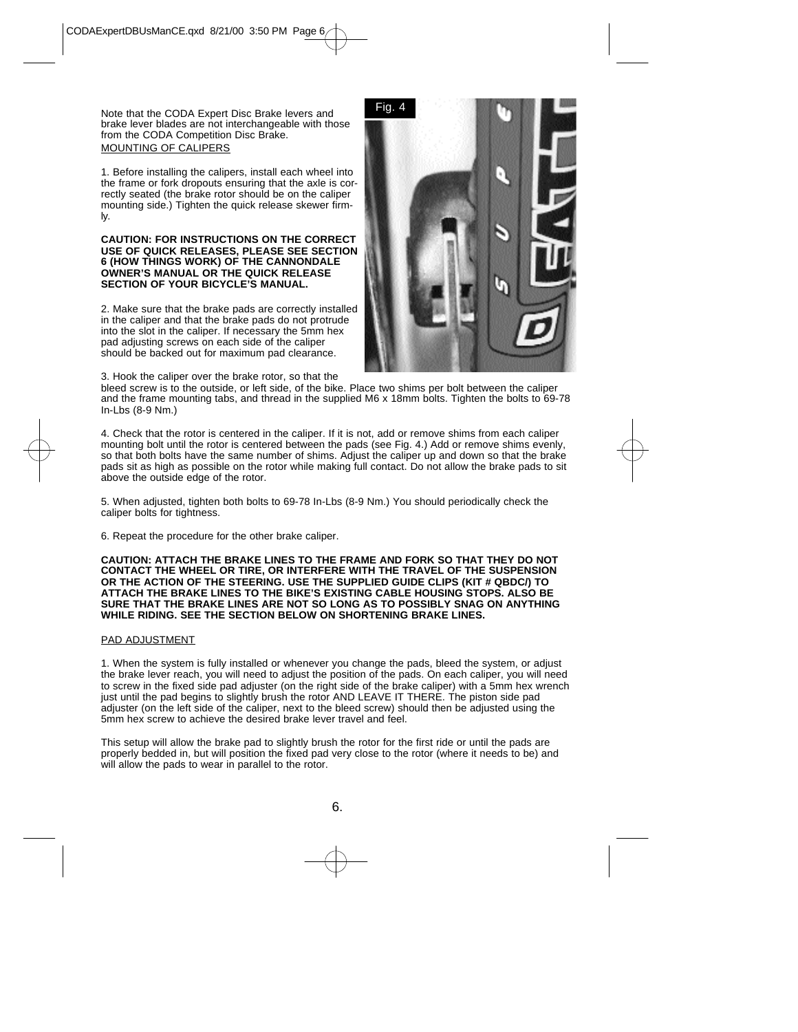Note that the CODA Expert Disc Brake levers and brake lever blades are not interchangeable with those from the CODA Competition Disc Brake.

MOUNTING OF CALIPERS

1. Before installing the calipers, install each wheel into the frame or fork dropouts ensuring that the axle is correctly seated (the brake rotor should be on the caliper mounting side.) Tighten the quick release skewer firmly.

**CAUTION: FOR INSTRUCTIONS ON THE CORRECT USE OF QUICK RELEASES, PLEASE SEE SECTION 6 (HOW THINGS WORK) OF THE CANNONDALE OWNER'S MANUAL OR THE QUICK RELEASE SECTION OF YOUR BICYCLE'S MANUAL.**

2. Make sure that the brake pads are correctly installed in the caliper and that the brake pads do not protrude into the slot in the caliper. If necessary the 5mm hex pad adjusting screws on each side of the caliper should be backed out for maximum pad clearance.

3. Hook the caliper over the brake rotor, so that the bleed screw is to the outside, or left side, of the bike. Place two shims per bolt between the caliper and the frame mounting tabs, and thread in the supplied M6 x 18mm bolts. Tighten the bolts to 69-78 In-Lbs (8-9 Nm.)

Fig. 4

4. Check that the rotor is centered in the caliper. If it is not, add or remove shims from each caliper mounting bolt until the rotor is centered between the pads (see Fig. 4.) Add or remove shims evenly, so that both bolts have the same number of shims. Adjust the caliper up and down so that the brake pads sit as high as possible on the rotor while making full contact. Do not allow the brake pads to sit above the outside edge of the rotor.

5. When adjusted, tighten both bolts to 69-78 In-Lbs (8-9 Nm.) You should periodically check the caliper bolts for tightness.

6. Repeat the procedure for the other brake caliper.

**CAUTION: ATTACH THE BRAKE LINES TO THE FRAME AND FORK SO THAT THEY DO NOT CONTACT THE WHEEL OR TIRE, OR INTERFERE WITH THE TRAVEL OF THE SUSPENSION OR THE ACTION OF THE STEERING. USE THE SUPPLIED GUIDE CLIPS (KIT # QBDC/) TO ATTACH THE BRAKE LINES TO THE BIKE'S EXISTING CABLE HOUSING STOPS. ALSO BE SURE THAT THE BRAKE LINES ARE NOT SO LONG AS TO POSSIBLY SNAG ON ANYTHING WHILE RIDING. SEE THE SECTION BELOW ON SHORTENING BRAKE LINES.**

PAD ADJUSTMENT

1. When the system is fully installed or whenever you change the pads, bleed the system, or adjust the brake lever reach, you will need to adjust the position of the pads. On each caliper, you will need to screw in the fixed side pad adjuster (on the right side of the brake caliper) with a 5mm hex wrench just until the pad begins to slightly brush the rotor AND LEAVE IT THERE. The piston side pad adjuster (on the left side of the caliper, next to the bleed screw) should then be adjusted using the 5mm hex screw to achieve the desired brake lever travel and feel.

This setup will allow the brake pad to slightly brush the rotor for the first ride or until the pads are properly bedded in, but will position the fixed pad very close to the rotor (where it needs to be) and will allow the pads to wear in parallel to the rotor.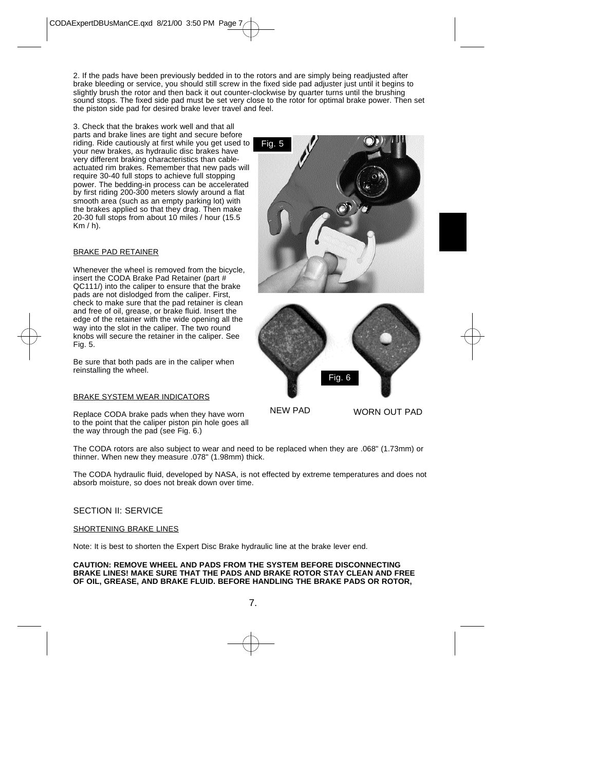2. If the pads have been previously bedded in to the rotors and are simply being readjusted after brake bleeding or service, you should still screw in the fixed side pad adjuster just until it begins to slightly brush the rotor and then back it out counter-clockwise by quarter turns until the brushing sound stops. The fixed side pad must be set very close to the rotor for optimal brake power. Then set the piston side pad for desired brake lever travel and feel.

3. Check that the brakes work well and that all parts and brake lines are tight and secure before riding. Ride cautiously at first while you get used to your new brakes, as hydraulic disc brakes have very different braking characteristics than cable-actuated rim brakes. Remember that new pads will require 30-40 full stops to achieve full stopping power. The bedding-in process can be accelerated by first riding 200-300 meters slowly around a flat smooth area (such as an empty parking lot) with the brakes applied so that they drag. Then make 20-30 full stops from about 10 miles / hour (15.5 Km / h).

Fig. 5

BRAKE PAD RETAINER

Whenever the wheel is removed from the bicycle, insert the CODA Brake Pad Retainer (part # QC111/) into the caliper to ensure that the brake pads are not dislodged from the caliper. First, check to make sure that the pad retainer is clean and free of oil, grease, or brake fluid. Insert the edge of the retainer with the wide opening all the way into the slot in the caliper. The two round knobs will secure the retainer in the caliper. See Fig. 5.

Be sure that both pads are in the caliper when reinstalling the wheel.

Fig. 6

NEW PAD WORN OUT PAD

BRAKE SYSTEM WEAR INDICATORS

Replace CODA brake pads when they have worn to the point that the caliper piston pin hole goes all the way through the pad (see Fig. 6.)

The CODA rotors are also subject to wear and need to be replaced when they are .068" (1.73mm) or thinner. When new they measure .078" (1.98mm) thick.

The CODA hydraulic fluid, developed by NASA, is not effected by extreme temperatures and does not absorb moisture, so does not break down over time.

## SECTION II: SERVICE

SHORTENING BRAKE LINES

Note: It is best to shorten the Expert Disc Brake hydraulic line at the brake lever end.

**CAUTION: REMOVE WHEEL AND PADS FROM THE SYSTEM BEFORE DISCONNECTING BRAKE LINES! MAKE SURE THAT THE PADS AND BRAKE ROTOR STAY CLEAN AND FREE OF OIL, GREASE, AND BRAKE FLUID. BEFORE HANDLING THE BRAKE PADS OR ROTOR,**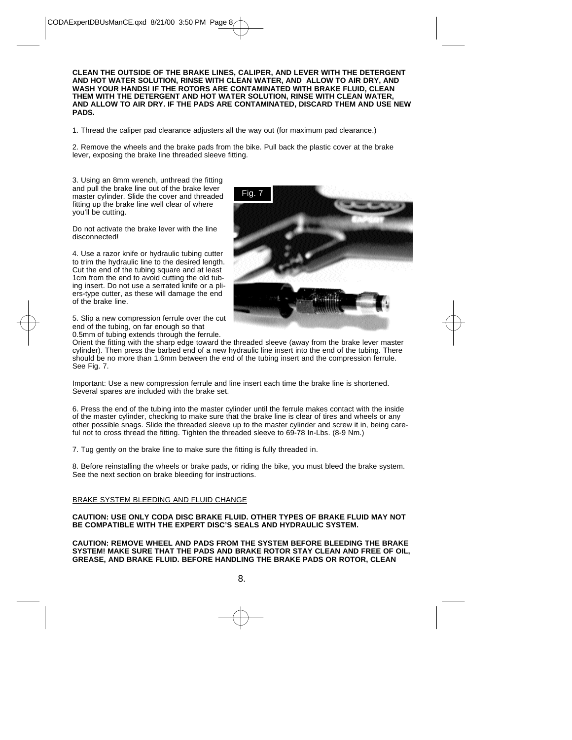**CLEAN THE OUTSIDE OF THE BRAKE LINES, CALIPER, AND LEVER WITH THE DETERGENT AND HOT WATER SOLUTION, RINSE WITH CLEAN WATER, AND ALLOW TO AIR DRY, AND WASH YOUR HANDS! IF THE ROTORS ARE CONTAMINATED WITH BRAKE FLUID, CLEAN THEM WITH THE DETERGENT AND HOT WATER SOLUTION, RINSE WITH CLEAN WATER, AND ALLOW TO AIR DRY. IF THE PADS ARE CONTAMINATED, DISCARD THEM AND USE NEW PADS.**

1. Thread the caliper pad clearance adjusters all the way out (for maximum pad clearance.)

2. Remove the wheels and the brake pads from the bike. Pull back the plastic cover at the brake lever, exposing the brake line threaded sleeve fitting.

3. Using an 8mm wrench, unthread the fitting and pull the brake line out of the brake lever master cylinder. Slide the cover and threaded fitting up the brake line well clear of where you'll be cutting.

Do not activate the brake lever with the line disconnected!

4. Use a razor knife or hydraulic tubing cutter to trim the hydraulic line to the desired length. Cut the end of the tubing square and at least 1cm from the end to avoid cutting the old tubing insert. Do not use a serrated knife or a pliers-type cutter, as these will damage the end of the brake line.

Fig. 7

5. Slip a new compression ferrule over the cut end of the tubing, on far enough so that 0.5mm of tubing extends through the ferrule. Orient the fitting with the sharp edge toward the threaded sleeve (away from the brake lever master cylinder). Then press the barbed end of a new hydraulic line insert into the end of the tubing. There should be no more than 1.6mm between the end of the tubing insert and the compression ferrule. See Fig. 7.

Important: Use a new compression ferrule and line insert each time the brake line is shortened. Several spares are included with the brake set.

6. Press the end of the tubing into the master cylinder until the ferrule makes contact with the inside of the master cylinder, checking to make sure that the brake line is clear of tires and wheels or any other possible snags. Slide the threaded sleeve up to the master cylinder and screw it in, being careful not to cross thread the fitting. Tighten the threaded sleeve to 69-78 In-Lbs. (8-9 Nm.)

7. Tug gently on the brake line to make sure the fitting is fully threaded in.

8. Before reinstalling the wheels or brake pads, or riding the bike, you must bleed the brake system. See the next section on brake bleeding for instructions.

## BRAKE SYSTEM BLEEDING AND FLUID CHANGE

**CAUTION: USE ONLY CODA DISC BRAKE FLUID. OTHER TYPES OF BRAKE FLUID MAY NOT BE COMPATIBLE WITH THE EXPERT DISC'S SEALS AND HYDRAULIC SYSTEM.**

**CAUTION: REMOVE WHEEL AND PADS FROM THE SYSTEM BEFORE BLEEDING THE BRAKE SYSTEM! MAKE SURE THAT THE PADS AND BRAKE ROTOR STAY CLEAN AND FREE OF OIL, GREASE, AND BRAKE FLUID. BEFORE HANDLING THE BRAKE PADS OR ROTOR, CLEAN**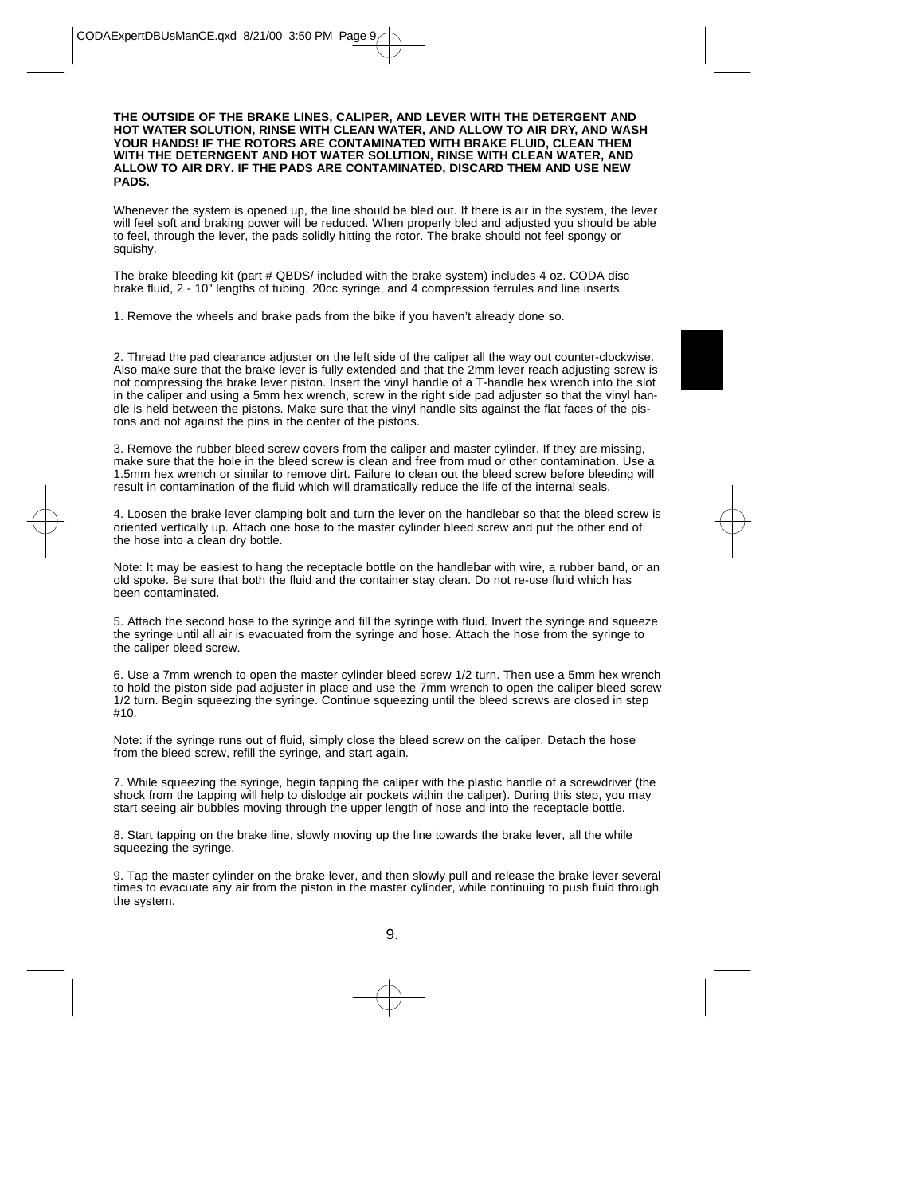**THE OUTSIDE OF THE BRAKE LINES, CALIPER, AND LEVER WITH THE DETERGENT AND HOT WATER SOLUTION, RINSE WITH CLEAN WATER, AND ALLOW TO AIR DRY, AND WASH YOUR HANDS! IF THE ROTORS ARE CONTAMINATED WITH BRAKE FLUID, CLEAN THEM WITH THE DETERNGENT AND HOT WATER SOLUTION, RINSE WITH CLEAN WATER, AND ALLOW TO AIR DRY. IF THE PADS ARE CONTAMINATED, DISCARD THEM AND USE NEW PADS.**

Whenever the system is opened up, the line should be bled out. If there is air in the system, the lever will feel soft and braking power will be reduced. When properly bled and adjusted you should be able to feel, through the lever, the pads solidly hitting the rotor. The brake should not feel spongy or squishy.

The brake bleeding kit (part # QBDS/ included with the brake system) includes 4 oz. CODA disc brake fluid, 2 - 10" lengths of tubing, 20cc syringe, and 4 compression ferrules and line inserts.

1. Remove the wheels and brake pads from the bike if you haven't already done so.

2. Thread the pad clearance adjuster on the left side of the caliper all the way out counter-clockwise. Also make sure that the brake lever is fully extended and that the 2mm lever reach adjusting screw is not compressing the brake lever piston. Insert the vinyl handle of a T-handle hex wrench into the slot in the caliper and using a 5mm hex wrench, screw in the right side pad adjuster so that the vinyl handle is held between the pistons. Make sure that the vinyl handle sits against the flat faces of the pistons and not against the pins in the center of the pistons.

3. Remove the rubber bleed screw covers from the caliper and master cylinder. If they are missing, make sure that the hole in the bleed screw is clean and free from mud or other contamination. Use a 1.5mm hex wrench or similar to remove dirt. Failure to clean out the bleed screw before bleeding will result in contamination of the fluid which will dramatically reduce the life of the internal seals.

4. Loosen the brake lever clamping bolt and turn the lever on the handlebar so that the bleed screw is oriented vertically up. Attach one hose to the master cylinder bleed screw and put the other end of the hose into a clean dry bottle.

Note: It may be easiest to hang the receptacle bottle on the handlebar with wire, a rubber band, or an old spoke. Be sure that both the fluid and the container stay clean. Do not re-use fluid which has been contaminated.

5. Attach the second hose to the syringe and fill the syringe with fluid. Invert the syringe and squeeze the syringe until all air is evacuated from the syringe and hose. Attach the hose from the syringe to the caliper bleed screw.

6. Use a 7mm wrench to open the master cylinder bleed screw 1/2 turn. Then use a 5mm hex wrench to hold the piston side pad adjuster in place and use the 7mm wrench to open the caliper bleed screw 1/2 turn. Begin squeezing the syringe. Continue squeezing until the bleed screws are closed in step #10.

Note: if the syringe runs out of fluid, simply close the bleed screw on the caliper. Detach the hose from the bleed screw, refill the syringe, and start again.

7. While squeezing the syringe, begin tapping the caliper with the plastic handle of a screwdriver (the shock from the tapping will help to dislodge air pockets within the caliper). During this step, you may start seeing air bubbles moving through the upper length of hose and into the receptacle bottle.

8. Start tapping on the brake line, slowly moving up the line towards the brake lever, all the while squeezing the syringe.

9. Tap the master cylinder on the brake lever, and then slowly pull and release the brake lever several times to evacuate any air from the piston in the master cylinder, while continuing to push fluid through the system.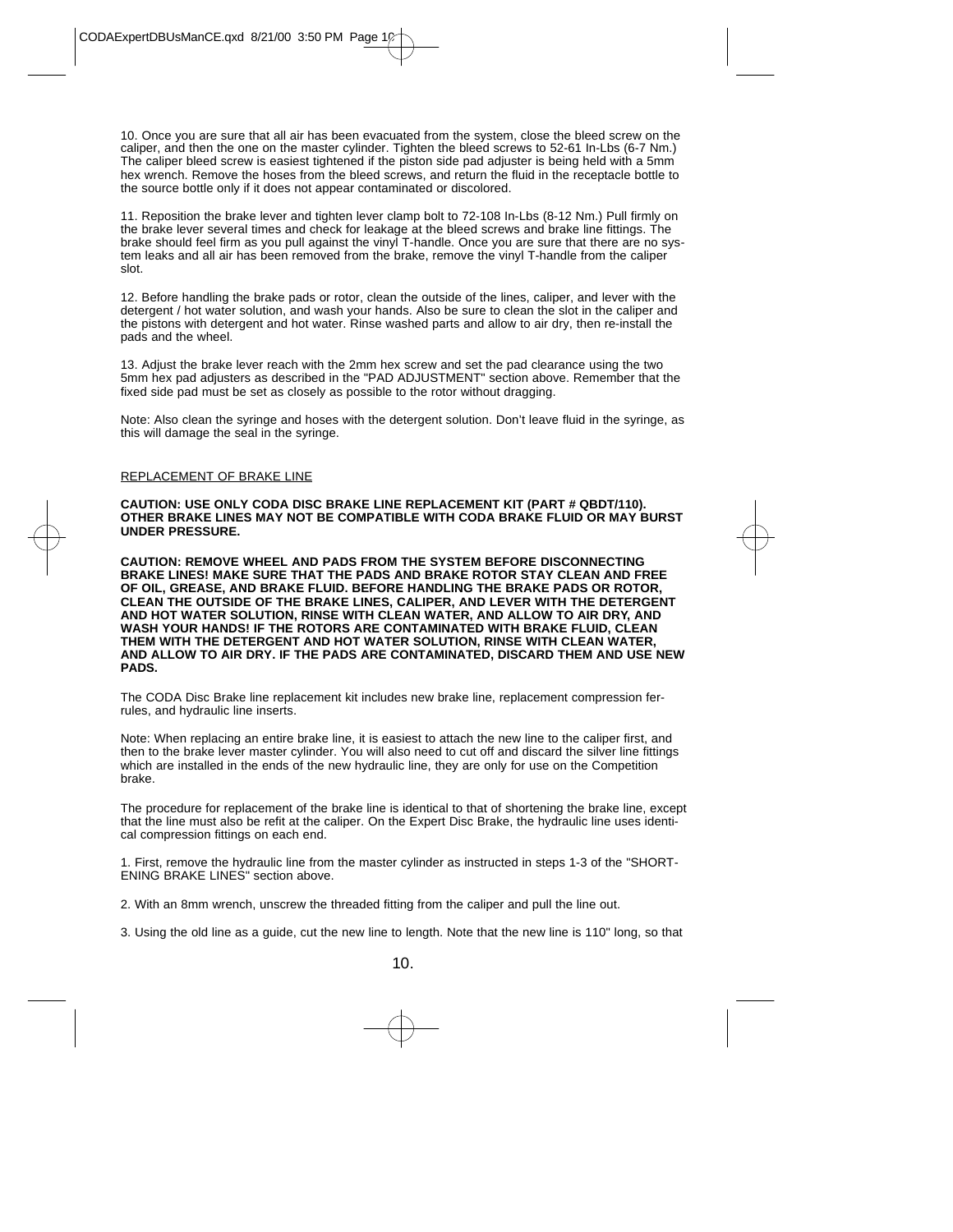10. Once you are sure that all air has been evacuated from the system, close the bleed screw on the caliper, and then the one on the master cylinder. Tighten the bleed screws to 52-61 In-Lbs (6-7 Nm.) The caliper bleed screw is easiest tightened if the piston side pad adjuster is being held with a 5mm hex wrench. Remove the hoses from the bleed screws, and return the fluid in the receptacle bottle to the source bottle only if it does not appear contaminated or discolored.

11. Reposition the brake lever and tighten lever clamp bolt to 72-108 In-Lbs (8-12 Nm.) Pull firmly on the brake lever several times and check for leakage at the bleed screws and brake line fittings. The brake should feel firm as you pull against the vinyl T-handle. Once you are sure that there are no system leaks and all air has been removed from the brake, remove the vinyl T-handle from the caliper slot.

12. Before handling the brake pads or rotor, clean the outside of the lines, caliper, and lever with the detergent / hot water solution, and wash your hands. Also be sure to clean the slot in the caliper and the pistons with detergent and hot water. Rinse washed parts and allow to air dry, then re-install the pads and the wheel.

13. Adjust the brake lever reach with the 2mm hex screw and set the pad clearance using the two 5mm hex pad adjusters as described in the "PAD ADJUSTMENT" section above. Remember that the fixed side pad must be set as closely as possible to the rotor without dragging.

Note: Also clean the syringe and hoses with the detergent solution. Don't leave fluid in the syringe, as this will damage the seal in the syringe.

## REPLACEMENT OF BRAKE LINE

**CAUTION: USE ONLY CODA DISC BRAKE LINE REPLACEMENT KIT (PART # QBDT/110). OTHER BRAKE LINES MAY NOT BE COMPATIBLE WITH CODA BRAKE FLUID OR MAY BURST UNDER PRESSURE.**

**CAUTION: REMOVE WHEEL AND PADS FROM THE SYSTEM BEFORE DISCONNECTING BRAKE LINES! MAKE SURE THAT THE PADS AND BRAKE ROTOR STAY CLEAN AND FREE OF OIL, GREASE, AND BRAKE FLUID. BEFORE HANDLING THE BRAKE PADS OR ROTOR, CLEAN THE OUTSIDE OF THE BRAKE LINES, CALIPER, AND LEVER WITH THE DETERGENT AND HOT WATER SOLUTION, RINSE WITH CLEAN WATER, AND ALLOW TO AIR DRY, AND WASH YOUR HANDS! IF THE ROTORS ARE CONTAMINATED WITH BRAKE FLUID, CLEAN THEM WITH THE DETERGENT AND HOT WATER SOLUTION, RINSE WITH CLEAN WATER, AND ALLOW TO AIR DRY. IF THE PADS ARE CONTAMINATED, DISCARD THEM AND USE NEW PADS.**

The CODA Disc Brake line replacement kit includes new brake line, replacement compression ferrules, and hydraulic line inserts.

Note: When replacing an entire brake line, it is easiest to attach the new line to the caliper first, and then to the brake lever master cylinder. You will also need to cut off and discard the silver line fittings which are installed in the ends of the new hydraulic line, they are only for use on the Competition brake.

The procedure for replacement of the brake line is identical to that of shortening the brake line, except that the line must also be refit at the caliper. On the Expert Disc Brake, the hydraulic line uses identical compression fittings on each end.

1. First, remove the hydraulic line from the master cylinder as instructed in steps 1-3 of the "SHORTENING BRAKE LINES" section above.

2. With an 8mm wrench, unscrew the threaded fitting from the caliper and pull the line out.

3. Using the old line as a guide, cut the new line to length. Note that the new line is 110" long, so that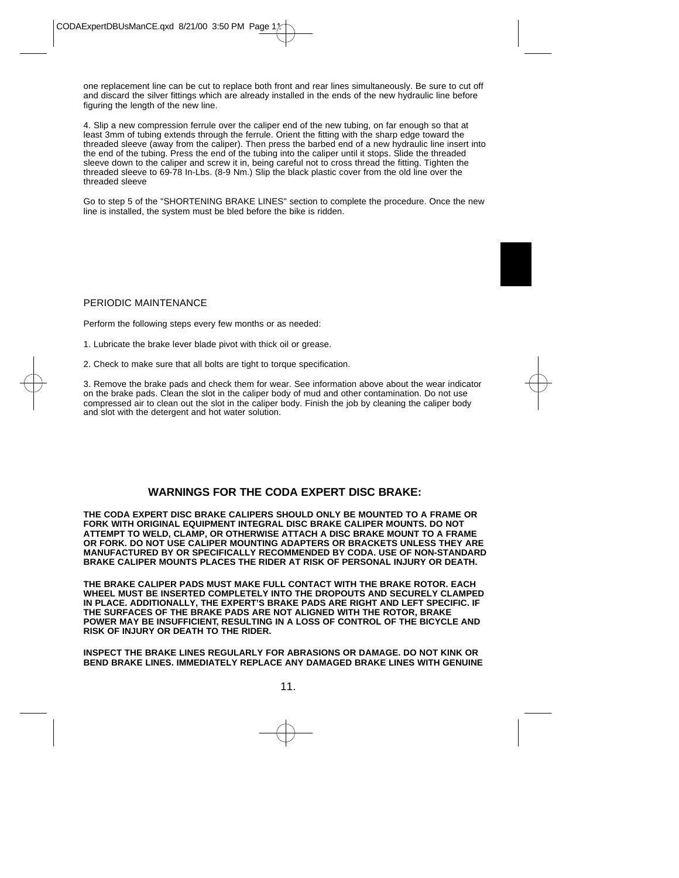one replacement line can be cut to replace both front and rear lines simultaneously. Be sure to cut off and discard the silver fittings which are already installed in the ends of the new hydraulic line before figuring the length of the new line.

4. Slip a new compression ferrule over the caliper end of the new tubing, on far enough so that at least 3mm of tubing extends through the ferrule. Orient the fitting with the sharp edge toward the threaded sleeve (away from the caliper). Then press the barbed end of a new hydraulic line insert into the end of the tubing. Press the end of the tubing into the caliper until it stops. Slide the threaded sleeve down to the caliper and screw it in, being careful not to cross thread the fitting. Tighten the threaded sleeve to 69-78 In-Lbs. (8-9 Nm.) Slip the black plastic cover from the old line over the threaded sleeve

Go to step 5 of the "SHORTENING BRAKE LINES" section to complete the procedure. Once the new line is installed, the system must be bled before the bike is ridden.

## PERIODIC MAINTENANCE

Perform the following steps every few months or as needed:

1. Lubricate the brake lever blade pivot with thick oil or grease.

2. Check to make sure that all bolts are tight to torque specification.

3. Remove the brake pads and check them for wear. See information above about the wear indicator on the brake pads. Clean the slot in the caliper body of mud and other contamination. Do not use compressed air to clean out the slot in the caliper body. Finish the job by cleaning the caliper body and slot with the detergent and hot water solution.

## WARNINGS FOR THE CODA EXPERT DISC BRAKE:

**THE CODA EXPERT DISC BRAKE CALIPERS SHOULD ONLY BE MOUNTED TO A FRAME OR FORK WITH ORIGINAL EQUIPMENT INTEGRAL DISC BRAKE CALIPER MOUNTS. DO NOT ATTEMPT TO WELD, CLAMP, OR OTHERWISE ATTACH A DISC BRAKE MOUNT TO A FRAME OR FORK. DO NOT USE CALIPER MOUNTING ADAPTERS OR BRACKETS UNLESS THEY ARE MANUFACTURED BY OR SPECIFICALLY RECOMMENDED BY CODA. USE OF NON-STANDARD BRAKE CALIPER MOUNTS PLACES THE RIDER AT RISK OF PERSONAL INJURY OR DEATH.**

**THE BRAKE CALIPER PADS MUST MAKE FULL CONTACT WITH THE BRAKE ROTOR. EACH WHEEL MUST BE INSERTED COMPLETELY INTO THE DROPOUTS AND SECURELY CLAMPED IN PLACE. ADDITIONALLY, THE EXPERT'S BRAKE PADS ARE RIGHT AND LEFT SPECIFIC. IF THE SURFACES OF THE BRAKE PADS ARE NOT ALIGNED WITH THE ROTOR, BRAKE POWER MAY BE INSUFFICIENT, RESULTING IN A LOSS OF CONTROL OF THE BICYCLE AND RISK OF INJURY OR DEATH TO THE RIDER.**

**INSPECT THE BRAKE LINES REGULARLY FOR ABRASIONS OR DAMAGE. DO NOT KINK OR BEND BRAKE LINES. IMMEDIATELY REPLACE ANY DAMAGED BRAKE LINES WITH GENUINE**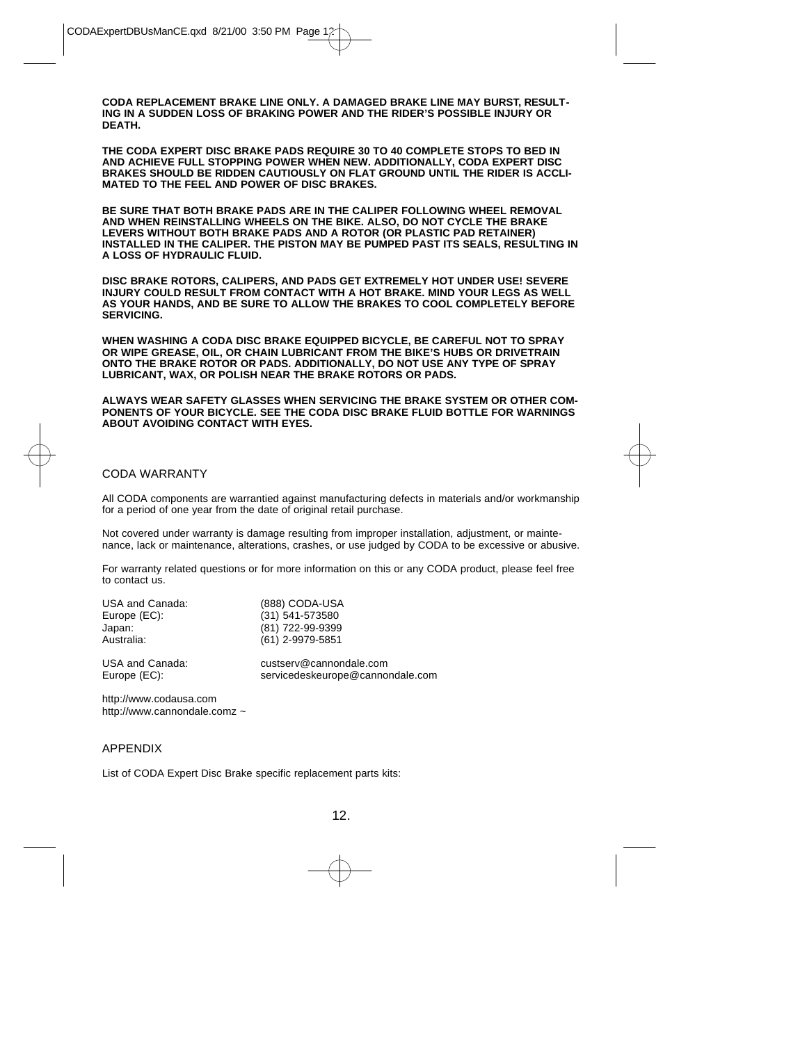**CODA REPLACEMENT BRAKE LINE ONLY. A DAMAGED BRAKE LINE MAY BURST, RESULTING IN A SUDDEN LOSS OF BRAKING POWER AND THE RIDER'S POSSIBLE INJURY OR DEATH.**

**THE CODA EXPERT DISC BRAKE PADS REQUIRE 30 TO 40 COMPLETE STOPS TO BED IN AND ACHIEVE FULL STOPPING POWER WHEN NEW. ADDITIONALLY, CODA EXPERT DISC BRAKES SHOULD BE RIDDEN CAUTIOUSLY ON FLAT GROUND UNTIL THE RIDER IS ACCLIMATED TO THE FEEL AND POWER OF DISC BRAKES.**

**BE SURE THAT BOTH BRAKE PADS ARE IN THE CALIPER FOLLOWING WHEEL REMOVAL AND WHEN REINSTALLING WHEELS ON THE BIKE. ALSO, DO NOT CYCLE THE BRAKE LEVERS WITHOUT BOTH BRAKE PADS AND A ROTOR (OR PLASTIC PAD RETAINER) INSTALLED IN THE CALIPER. THE PISTON MAY BE PUMPED PAST ITS SEALS, RESULTING IN A LOSS OF HYDRAULIC FLUID.**

**DISC BRAKE ROTORS, CALIPERS, AND PADS GET EXTREMELY HOT UNDER USE! SEVERE INJURY COULD RESULT FROM CONTACT WITH A HOT BRAKE. MIND YOUR LEGS AS WELL AS YOUR HANDS, AND BE SURE TO ALLOW THE BRAKES TO COOL COMPLETELY BEFORE SERVICING.**

**WHEN WASHING A CODA DISC BRAKE EQUIPPED BICYCLE, BE CAREFUL NOT TO SPRAY OR WIPE GREASE, OIL, OR CHAIN LUBRICANT FROM THE BIKE'S HUBS OR DRIVETRAIN ONTO THE BRAKE ROTOR OR PADS. ADDITIONALLY, DO NOT USE ANY TYPE OF SPRAY LUBRICANT, WAX, OR POLISH NEAR THE BRAKE ROTORS OR PADS.**

**ALWAYS WEAR SAFETY GLASSES WHEN SERVICING THE BRAKE SYSTEM OR OTHER COMPONENTS OF YOUR BICYCLE. SEE THE CODA DISC BRAKE FLUID BOTTLE FOR WARNINGS ABOUT AVOIDING CONTACT WITH EYES.**

## CODA WARRANTY

All CODA components are warrantied against manufacturing defects in materials and/or workmanship for a period of one year from the date of original retail purchase.

Not covered under warranty is damage resulting from improper installation, adjustment, or maintenance, lack or maintenance, alterations, crashes, or use judged by CODA to be excessive or abusive.

For warranty related questions or for more information on this or any CODA product, please feel free to contact us.

| | |
|---|---|
| USA and Canada: | (888) CODA-USA |
| Europe (EC): | (31) 541-573580 |
| Japan: | (81) 722-99-9399 |
| Australia: | (61) 2-9979-5851 |

| | |
|---|---|
| USA and Canada: | custserv@cannondale.com |
| Europe (EC): | servicedeskeurope@cannondale.com |

http://www.codausa.com
http://www.cannondale.comz ~

## APPENDIX

List of CODA Expert Disc Brake specific replacement parts kits: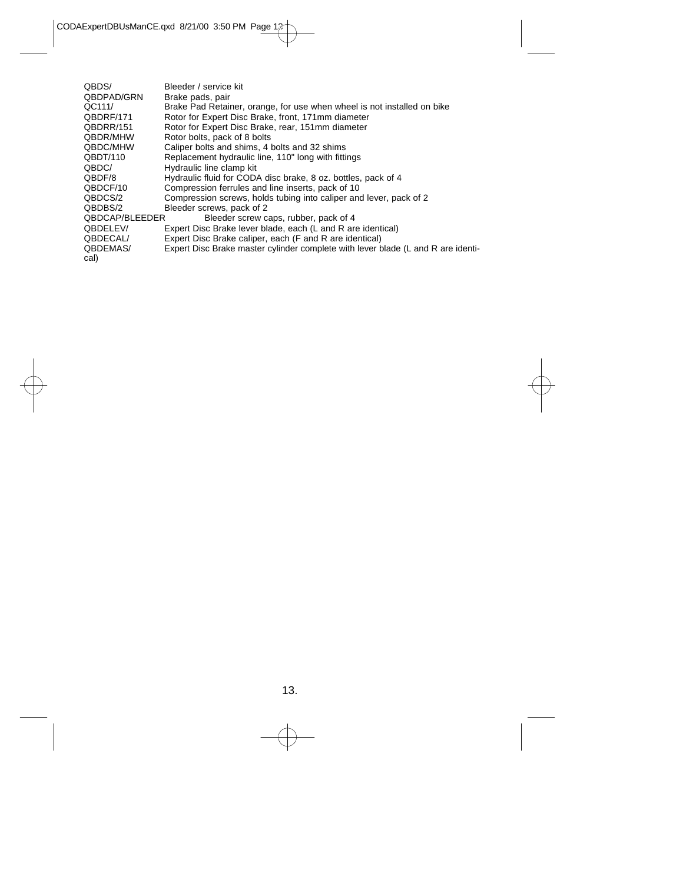| | |
|---|---|
| QBDS/ | Bleeder / service kit |
| QBDPAD/GRN | Brake pads, pair |
| QC111/ | Brake Pad Retainer, orange, for use when wheel is not installed on bike |
| QBDRF/171 | Rotor for Expert Disc Brake, front, 171mm diameter |
| QBDRR/151 | Rotor for Expert Disc Brake, rear, 151mm diameter |
| QBDR/MHW | Rotor bolts, pack of 8 bolts |
| QBDC/MHW | Caliper bolts and shims, 4 bolts and 32 shims |
| QBDT/110 | Replacement hydraulic line, 110" long with fittings |
| QBDC/ | Hydraulic line clamp kit |
| QBDF/8 | Hydraulic fluid for CODA disc brake, 8 oz. bottles, pack of 4 |
| QBDCF/10 | Compression ferrules and line inserts, pack of 10 |
| QBDCS/2 | Compression screws, holds tubing into caliper and lever, pack of 2 |
| QBDBS/2 | Bleeder screws, pack of 2 |
| QBDCAP/BLEEDER | Bleeder screw caps, rubber, pack of 4 |
| QBDELEV/ | Expert Disc Brake lever blade, each (L and R are identical) |
| QBDECAL/ | Expert Disc Brake caliper, each (F and R are identical) |
| QBDEMAS/ | Expert Disc Brake master cylinder complete with lever blade (L and R are identical) |